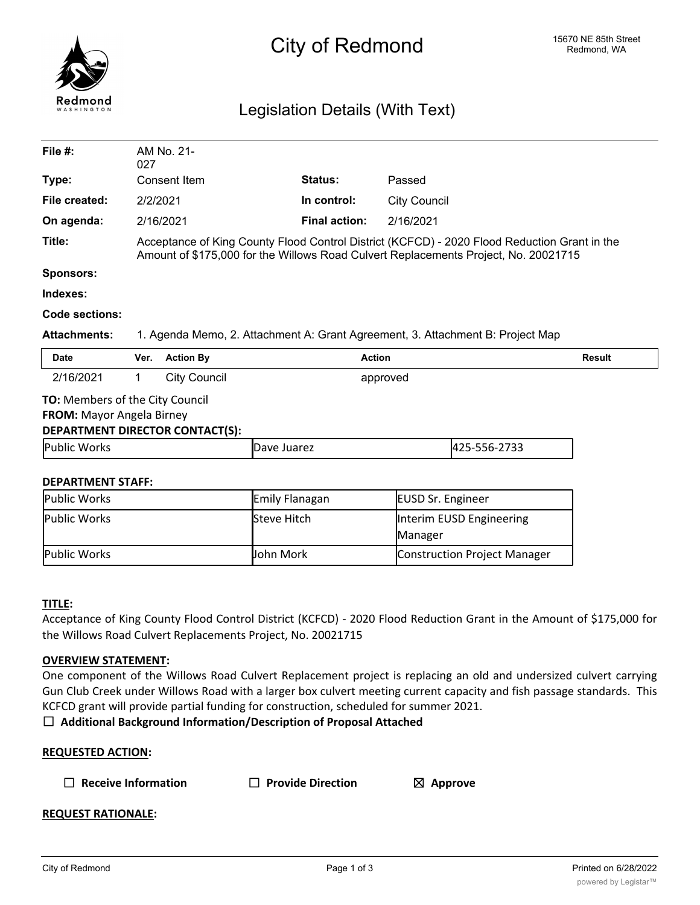# City of Redmond

15670 NE 85th Street
Redmond, WA

## Legislation Details (With Text)

| | | | |
|---|---|---|---|
| **File #:** | AM No. 21-027 | | |
| **Type:** | Consent Item | **Status:** | Passed |
| **File created:** | 2/2/2021 | **In control:** | City Council |
| **On agenda:** | 2/16/2021 | **Final action:** | 2/16/2021 |
| **Title:** | Acceptance of King County Flood Control District (KCFCD) - 2020 Flood Reduction Grant in the Amount of $175,000 for the Willows Road Culvert Replacements Project, No. 20021715 | | |
| **Sponsors:** | | | |
| **Indexes:** | | | |
| **Code sections:** | | | |
| **Attachments:** | 1. Agenda Memo, 2. Attachment A: Grant Agreement, 3. Attachment B: Project Map | | |

| Date | Ver. | Action By | Action | Result |
|---|---|---|---|---|
| 2/16/2021 | 1 | City Council | approved | |

**TO:** Members of the City Council
**FROM:** Mayor Angela Birney
**DEPARTMENT DIRECTOR CONTACT(S):**

| | | |
|---|---|---|
| Public Works | Dave Juarez | 425-556-2733 |

**DEPARTMENT STAFF:**

| | | |
|---|---|---|
| Public Works | Emily Flanagan | EUSD Sr. Engineer |
| Public Works | Steve Hitch | Interim EUSD Engineering Manager |
| Public Works | John Mork | Construction Project Manager |

**TITLE:**
Acceptance of King County Flood Control District (KCFCD) - 2020 Flood Reduction Grant in the Amount of $175,000 for the Willows Road Culvert Replacements Project, No. 20021715

**OVERVIEW STATEMENT:**
One component of the Willows Road Culvert Replacement project is replacing an old and undersized culvert carrying Gun Club Creek under Willows Road with a larger box culvert meeting current capacity and fish passage standards. This KCFCD grant will provide partial funding for construction, scheduled for summer 2021.

☐ **Additional Background Information/Description of Proposal Attached**

**REQUESTED ACTION:**

☐ **Receive Information** ☐ **Provide Direction** ☒ **Approve**

**REQUEST RATIONALE:**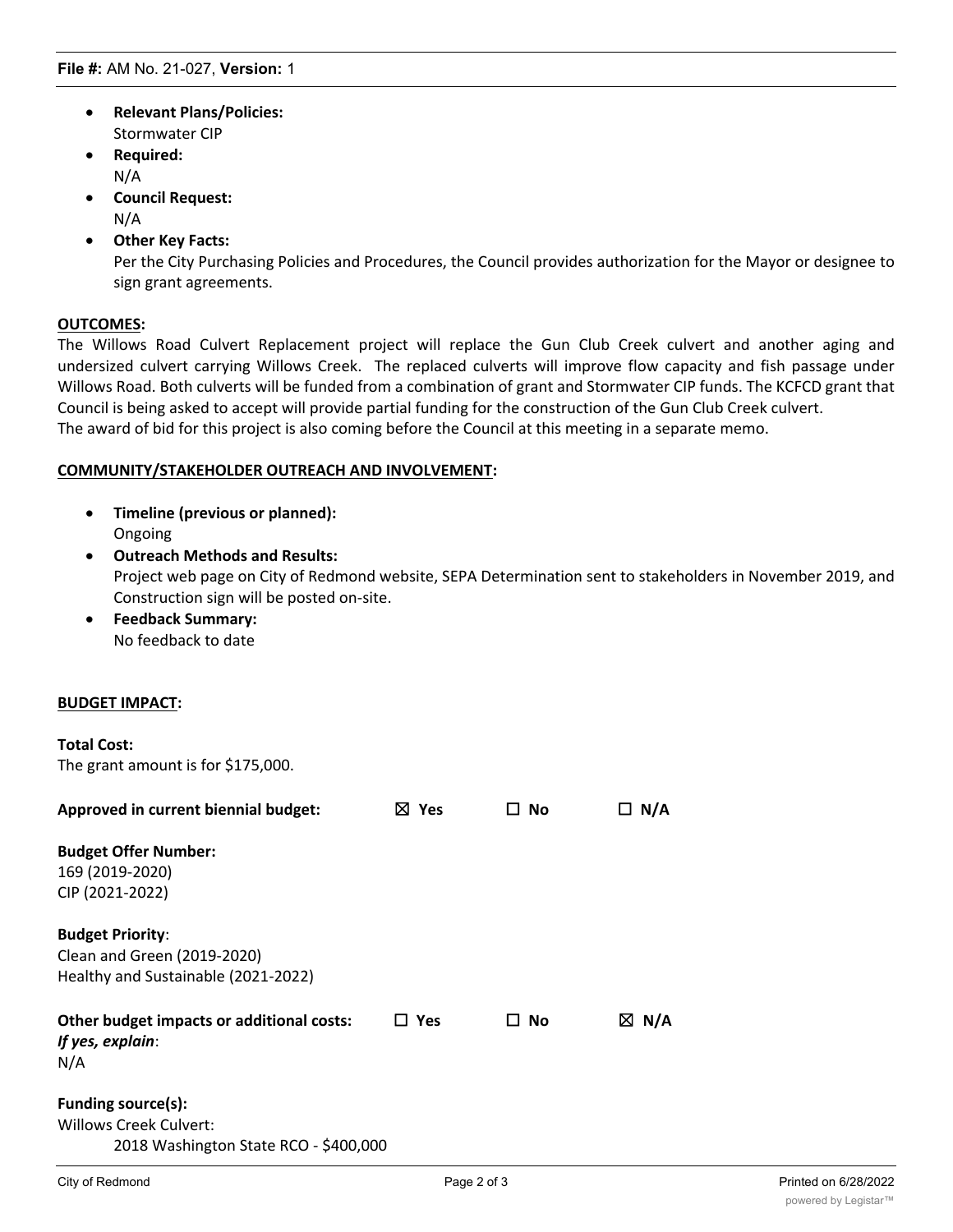- **Relevant Plans/Policies:**
  Stormwater CIP
- **Required:**
  N/A
- **Council Request:**
  N/A
- **Other Key Facts:**
  Per the City Purchasing Policies and Procedures, the Council provides authorization for the Mayor or designee to sign grant agreements.

**OUTCOMES:**

The Willows Road Culvert Replacement project will replace the Gun Club Creek culvert and another aging and undersized culvert carrying Willows Creek. The replaced culverts will improve flow capacity and fish passage under Willows Road. Both culverts will be funded from a combination of grant and Stormwater CIP funds. The KCFCD grant that Council is being asked to accept will provide partial funding for the construction of the Gun Club Creek culvert.
The award of bid for this project is also coming before the Council at this meeting in a separate memo.

**COMMUNITY/STAKEHOLDER OUTREACH AND INVOLVEMENT:**

- **Timeline (previous or planned):**
  Ongoing
- **Outreach Methods and Results:**
  Project web page on City of Redmond website, SEPA Determination sent to stakeholders in November 2019, and Construction sign will be posted on-site.
- **Feedback Summary:**
  No feedback to date

**BUDGET IMPACT:**

**Total Cost:**
The grant amount is for $175,000.

**Approved in current biennial budget:** ☒ **Yes** ☐ **No** ☐ **N/A**

**Budget Offer Number:**
169 (2019-2020)
CIP (2021-2022)

**Budget Priority**:
Clean and Green (2019-2020)
Healthy and Sustainable (2021-2022)

**Other budget impacts or additional costs:** ☐ **Yes** ☐ **No** ☒ **N/A**
***If yes, explain***:
N/A

**Funding source(s):**
Willows Creek Culvert:
2018 Washington State RCO - $400,000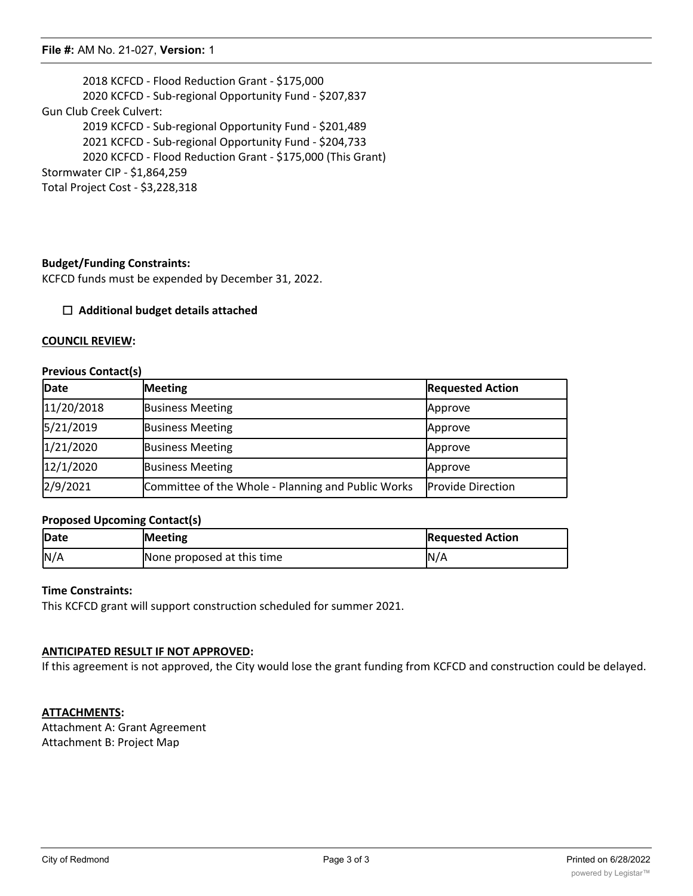2018 KCFCD - Flood Reduction Grant - $175,000
2020 KCFCD - Sub-regional Opportunity Fund - $207,837

Gun Club Creek Culvert:

2019 KCFCD - Sub-regional Opportunity Fund - $201,489
2021 KCFCD - Sub-regional Opportunity Fund - $204,733
2020 KCFCD - Flood Reduction Grant - $175,000 (This Grant)

Stormwater CIP - $1,864,259
Total Project Cost - $3,228,318

**Budget/Funding Constraints:**
KCFCD funds must be expended by December 31, 2022.

☐ **Additional budget details attached**

**COUNCIL REVIEW:**

**Previous Contact(s)**

| Date | Meeting | Requested Action |
|---|---|---|
| 11/20/2018 | Business Meeting | Approve |
| 5/21/2019 | Business Meeting | Approve |
| 1/21/2020 | Business Meeting | Approve |
| 12/1/2020 | Business Meeting | Approve |
| 2/9/2021 | Committee of the Whole - Planning and Public Works | Provide Direction |

**Proposed Upcoming Contact(s)**

| Date | Meeting | Requested Action |
|---|---|---|
| N/A | None proposed at this time | N/A |

**Time Constraints:**
This KCFCD grant will support construction scheduled for summer 2021.

**ANTICIPATED RESULT IF NOT APPROVED:**
If this agreement is not approved, the City would lose the grant funding from KCFCD and construction could be delayed.

**ATTACHMENTS:**
Attachment A: Grant Agreement
Attachment B: Project Map